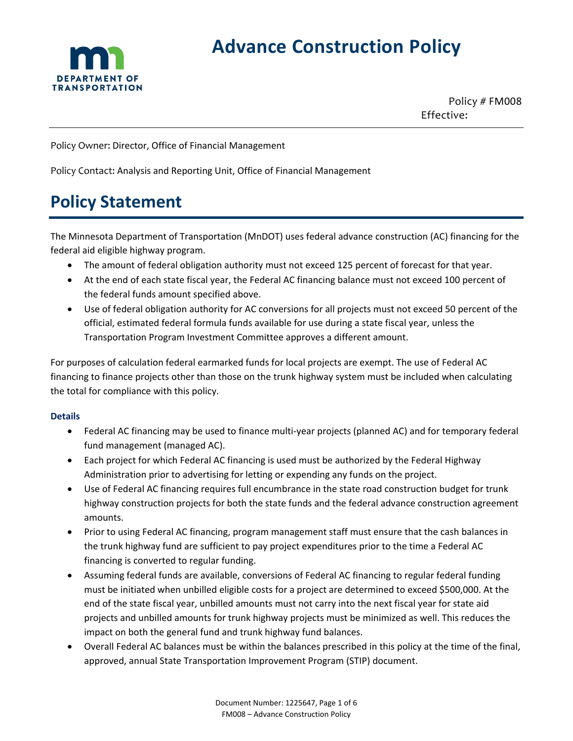# Advance Construction Policy

Policy # FM008
Effective:

Policy Owner: Director, Office of Financial Management

Policy Contact: Analysis and Reporting Unit, Office of Financial Management

## Policy Statement

The Minnesota Department of Transportation (MnDOT) uses federal advance construction (AC) financing for the federal aid eligible highway program.

- The amount of federal obligation authority must not exceed 125 percent of forecast for that year.
- At the end of each state fiscal year, the Federal AC financing balance must not exceed 100 percent of the federal funds amount specified above.
- Use of federal obligation authority for AC conversions for all projects must not exceed 50 percent of the official, estimated federal formula funds available for use during a state fiscal year, unless the Transportation Program Investment Committee approves a different amount.

For purposes of calculation federal earmarked funds for local projects are exempt. The use of Federal AC financing to finance projects other than those on the trunk highway system must be included when calculating the total for compliance with this policy.

### Details

- Federal AC financing may be used to finance multi-year projects (planned AC) and for temporary federal fund management (managed AC).
- Each project for which Federal AC financing is used must be authorized by the Federal Highway Administration prior to advertising for letting or expending any funds on the project.
- Use of Federal AC financing requires full encumbrance in the state road construction budget for trunk highway construction projects for both the state funds and the federal advance construction agreement amounts.
- Prior to using Federal AC financing, program management staff must ensure that the cash balances in the trunk highway fund are sufficient to pay project expenditures prior to the time a Federal AC financing is converted to regular funding.
- Assuming federal funds are available, conversions of Federal AC financing to regular federal funding must be initiated when unbilled eligible costs for a project are determined to exceed $500,000. At the end of the state fiscal year, unbilled amounts must not carry into the next fiscal year for state aid projects and unbilled amounts for trunk highway projects must be minimized as well. This reduces the impact on both the general fund and trunk highway fund balances.
- Overall Federal AC balances must be within the balances prescribed in this policy at the time of the final, approved, annual State Transportation Improvement Program (STIP) document.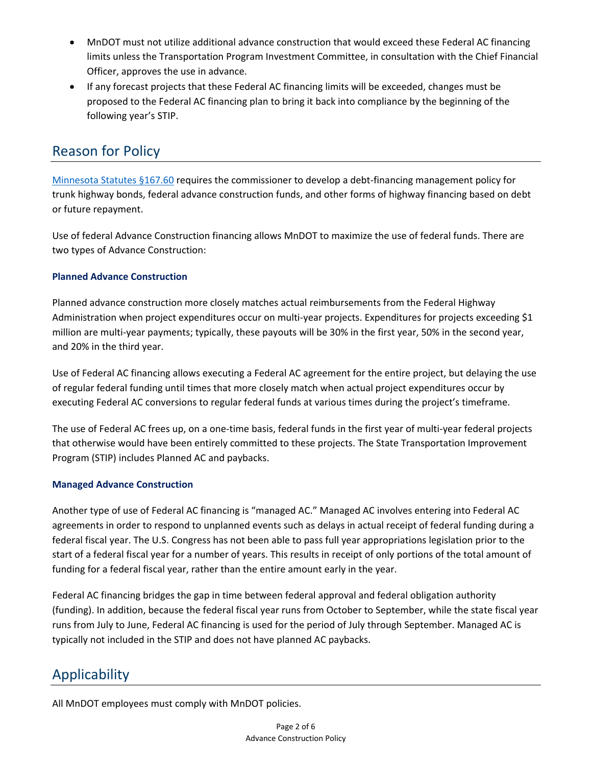- MnDOT must not utilize additional advance construction that would exceed these Federal AC financing limits unless the Transportation Program Investment Committee, in consultation with the Chief Financial Officer, approves the use in advance.
- If any forecast projects that these Federal AC financing limits will be exceeded, changes must be proposed to the Federal AC financing plan to bring it back into compliance by the beginning of the following year's STIP.

## Reason for Policy

[Minnesota Statutes §167.60](#) requires the commissioner to develop a debt-financing management policy for trunk highway bonds, federal advance construction funds, and other forms of highway financing based on debt or future repayment.

Use of federal Advance Construction financing allows MnDOT to maximize the use of federal funds. There are two types of Advance Construction:

### Planned Advance Construction

Planned advance construction more closely matches actual reimbursements from the Federal Highway Administration when project expenditures occur on multi-year projects. Expenditures for projects exceeding $1 million are multi-year payments; typically, these payouts will be 30% in the first year, 50% in the second year, and 20% in the third year.

Use of Federal AC financing allows executing a Federal AC agreement for the entire project, but delaying the use of regular federal funding until times that more closely match when actual project expenditures occur by executing Federal AC conversions to regular federal funds at various times during the project's timeframe.

The use of Federal AC frees up, on a one-time basis, federal funds in the first year of multi-year federal projects that otherwise would have been entirely committed to these projects. The State Transportation Improvement Program (STIP) includes Planned AC and paybacks.

### Managed Advance Construction

Another type of use of Federal AC financing is "managed AC." Managed AC involves entering into Federal AC agreements in order to respond to unplanned events such as delays in actual receipt of federal funding during a federal fiscal year. The U.S. Congress has not been able to pass full year appropriations legislation prior to the start of a federal fiscal year for a number of years. This results in receipt of only portions of the total amount of funding for a federal fiscal year, rather than the entire amount early in the year.

Federal AC financing bridges the gap in time between federal approval and federal obligation authority (funding). In addition, because the federal fiscal year runs from October to September, while the state fiscal year runs from July to June, Federal AC financing is used for the period of July through September. Managed AC is typically not included in the STIP and does not have planned AC paybacks.

## Applicability

All MnDOT employees must comply with MnDOT policies.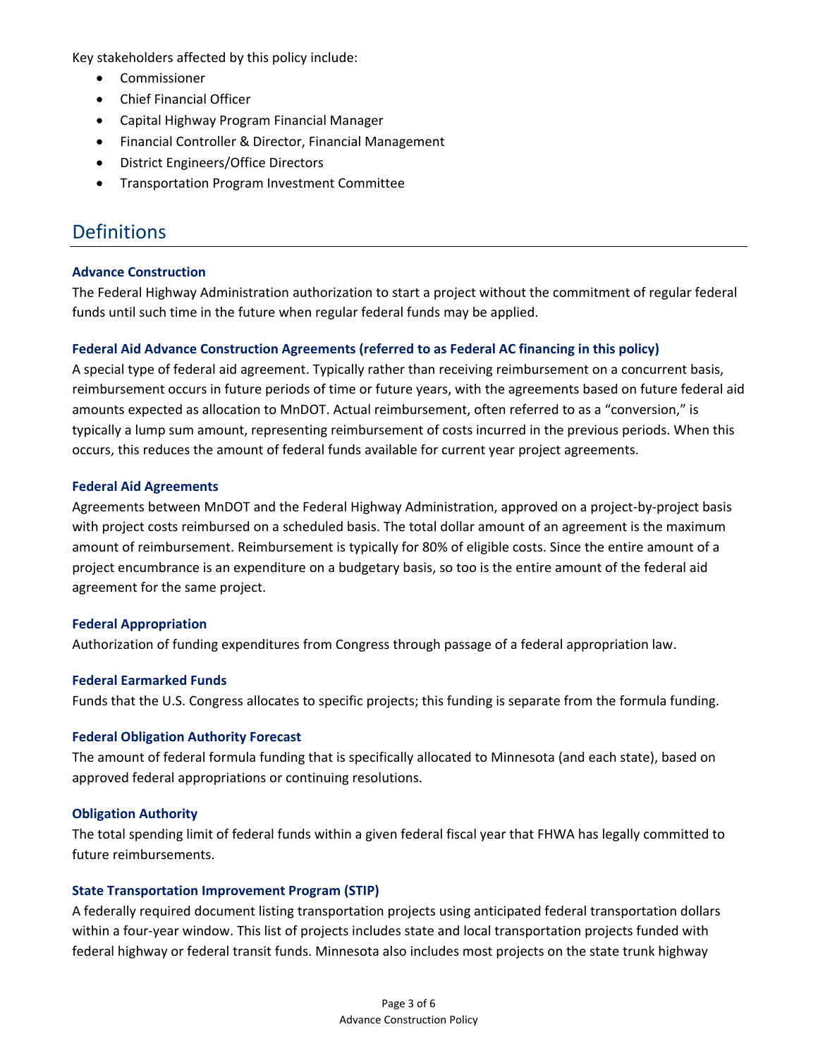Key stakeholders affected by this policy include:

- Commissioner
- Chief Financial Officer
- Capital Highway Program Financial Manager
- Financial Controller & Director, Financial Management
- District Engineers/Office Directors
- Transportation Program Investment Committee

# Definitions

### Advance Construction

The Federal Highway Administration authorization to start a project without the commitment of regular federal funds until such time in the future when regular federal funds may be applied.

### Federal Aid Advance Construction Agreements (referred to as Federal AC financing in this policy)

A special type of federal aid agreement. Typically rather than receiving reimbursement on a concurrent basis, reimbursement occurs in future periods of time or future years, with the agreements based on future federal aid amounts expected as allocation to MnDOT. Actual reimbursement, often referred to as a "conversion," is typically a lump sum amount, representing reimbursement of costs incurred in the previous periods. When this occurs, this reduces the amount of federal funds available for current year project agreements.

### Federal Aid Agreements

Agreements between MnDOT and the Federal Highway Administration, approved on a project-by-project basis with project costs reimbursed on a scheduled basis. The total dollar amount of an agreement is the maximum amount of reimbursement. Reimbursement is typically for 80% of eligible costs. Since the entire amount of a project encumbrance is an expenditure on a budgetary basis, so too is the entire amount of the federal aid agreement for the same project.

### Federal Appropriation

Authorization of funding expenditures from Congress through passage of a federal appropriation law.

### Federal Earmarked Funds

Funds that the U.S. Congress allocates to specific projects; this funding is separate from the formula funding.

### Federal Obligation Authority Forecast

The amount of federal formula funding that is specifically allocated to Minnesota (and each state), based on approved federal appropriations or continuing resolutions.

### Obligation Authority

The total spending limit of federal funds within a given federal fiscal year that FHWA has legally committed to future reimbursements.

### State Transportation Improvement Program (STIP)

A federally required document listing transportation projects using anticipated federal transportation dollars within a four-year window. This list of projects includes state and local transportation projects funded with federal highway or federal transit funds. Minnesota also includes most projects on the state trunk highway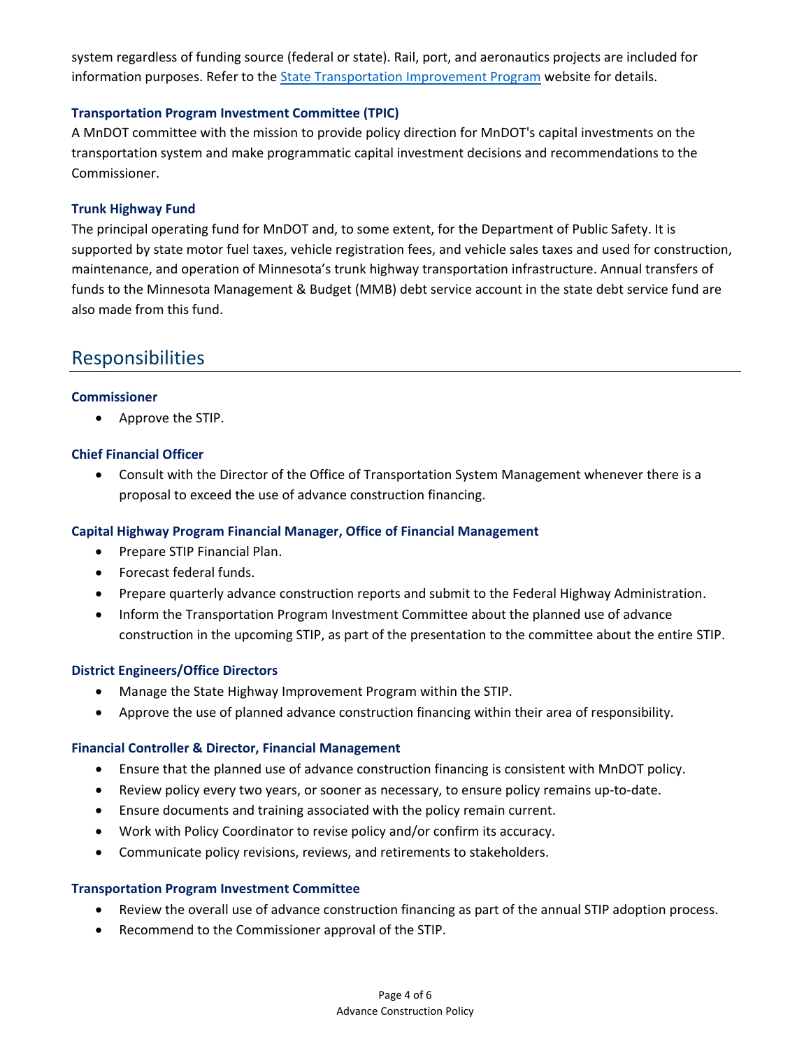system regardless of funding source (federal or state). Rail, port, and aeronautics projects are included for information purposes. Refer to the [State Transportation Improvement Program](#) website for details.

### Transportation Program Investment Committee (TPIC)

A MnDOT committee with the mission to provide policy direction for MnDOT's capital investments on the transportation system and make programmatic capital investment decisions and recommendations to the Commissioner.

### Trunk Highway Fund

The principal operating fund for MnDOT and, to some extent, for the Department of Public Safety. It is supported by state motor fuel taxes, vehicle registration fees, and vehicle sales taxes and used for construction, maintenance, and operation of Minnesota's trunk highway transportation infrastructure. Annual transfers of funds to the Minnesota Management & Budget (MMB) debt service account in the state debt service fund are also made from this fund.

## Responsibilities

### Commissioner

- Approve the STIP.

### Chief Financial Officer

- Consult with the Director of the Office of Transportation System Management whenever there is a proposal to exceed the use of advance construction financing.

### Capital Highway Program Financial Manager, Office of Financial Management

- Prepare STIP Financial Plan.
- Forecast federal funds.
- Prepare quarterly advance construction reports and submit to the Federal Highway Administration.
- Inform the Transportation Program Investment Committee about the planned use of advance construction in the upcoming STIP, as part of the presentation to the committee about the entire STIP.

### District Engineers/Office Directors

- Manage the State Highway Improvement Program within the STIP.
- Approve the use of planned advance construction financing within their area of responsibility.

### Financial Controller & Director, Financial Management

- Ensure that the planned use of advance construction financing is consistent with MnDOT policy.
- Review policy every two years, or sooner as necessary, to ensure policy remains up-to-date.
- Ensure documents and training associated with the policy remain current.
- Work with Policy Coordinator to revise policy and/or confirm its accuracy.
- Communicate policy revisions, reviews, and retirements to stakeholders.

### Transportation Program Investment Committee

- Review the overall use of advance construction financing as part of the annual STIP adoption process.
- Recommend to the Commissioner approval of the STIP.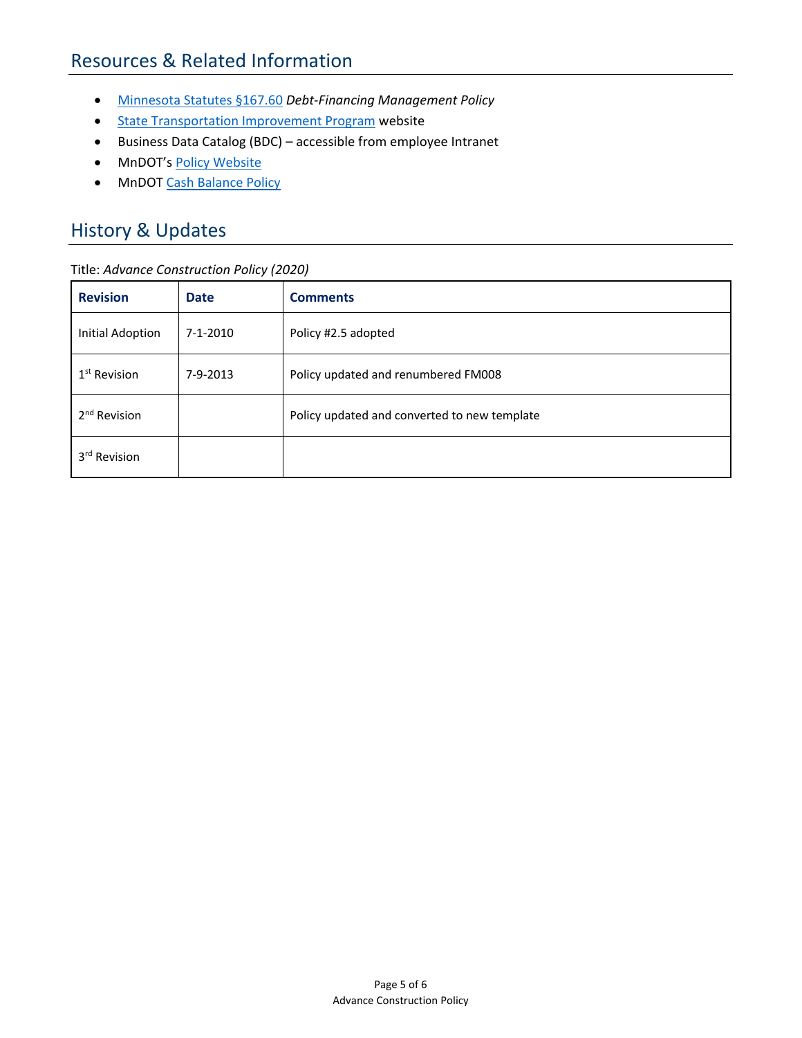## Resources & Related Information

- Minnesota Statutes §167.60 *Debt-Financing Management Policy*
- State Transportation Improvement Program website
- Business Data Catalog (BDC) – accessible from employee Intranet
- MnDOT's Policy Website
- MnDOT Cash Balance Policy

## History & Updates

Title: *Advance Construction Policy (2020)*

| Revision | Date | Comments |
|---|---|---|
| Initial Adoption | 7-1-2010 | Policy #2.5 adopted |
| 1st Revision | 7-9-2013 | Policy updated and renumbered FM008 |
| 2nd Revision | | Policy updated and converted to new template |
| 3rd Revision | | |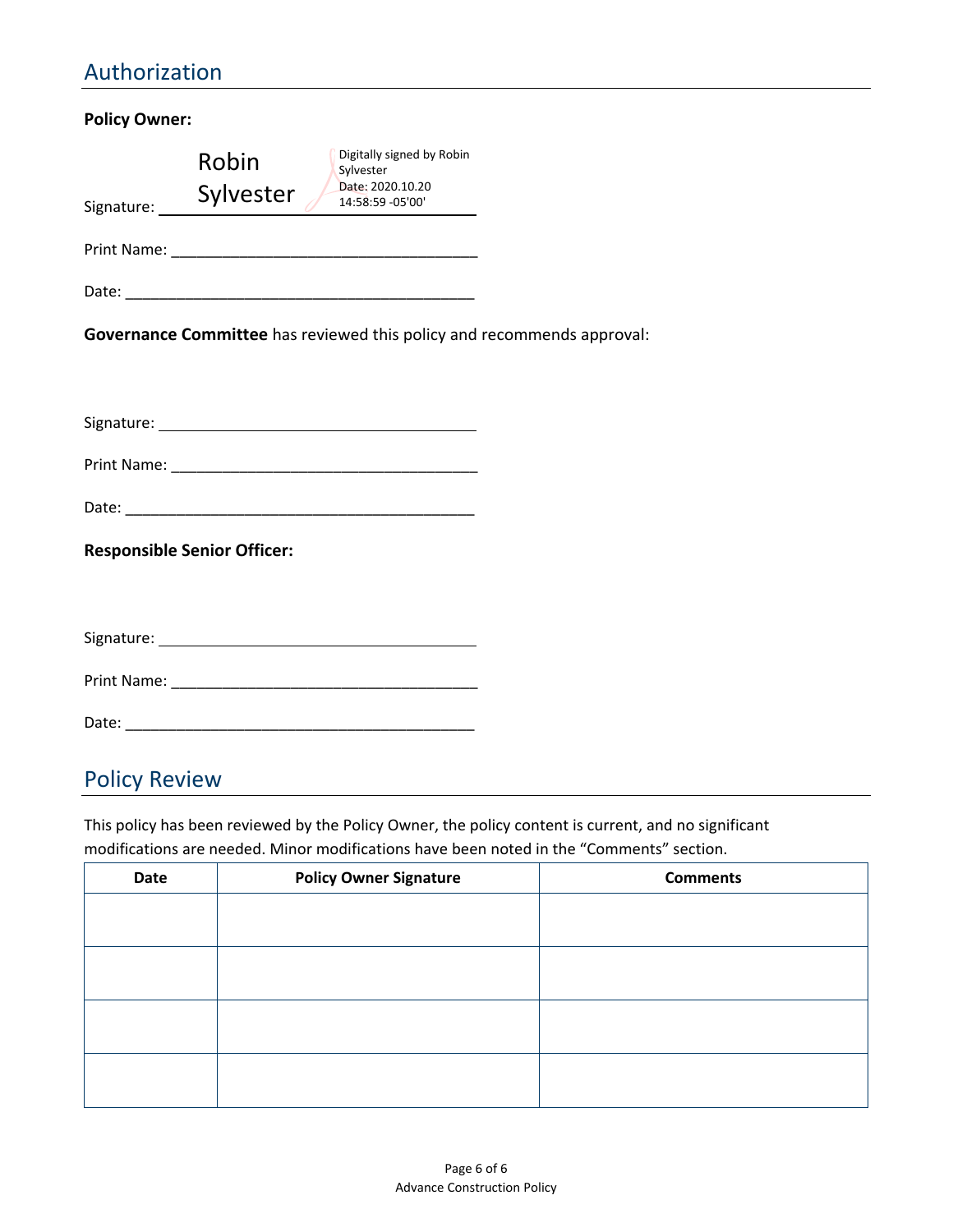## Authorization

**Policy Owner:**

Signature: Robin Sylvester — Digitally signed by Robin Sylvester Date: 2020.10.20 14:58:59 -05'00'

Print Name: ____________________________________

Date: __________________________________________

**Governance Committee** has reviewed this policy and recommends approval:

Signature: ______________________________________

Print Name: ____________________________________

Date: __________________________________________

**Responsible Senior Officer:**

Signature: ______________________________________

Print Name: ____________________________________

Date: __________________________________________

## Policy Review

This policy has been reviewed by the Policy Owner, the policy content is current, and no significant modifications are needed. Minor modifications have been noted in the "Comments" section.

| Date | Policy Owner Signature | Comments |
|---|---|---|
| | | |
| | | |
| | | |
| | | |